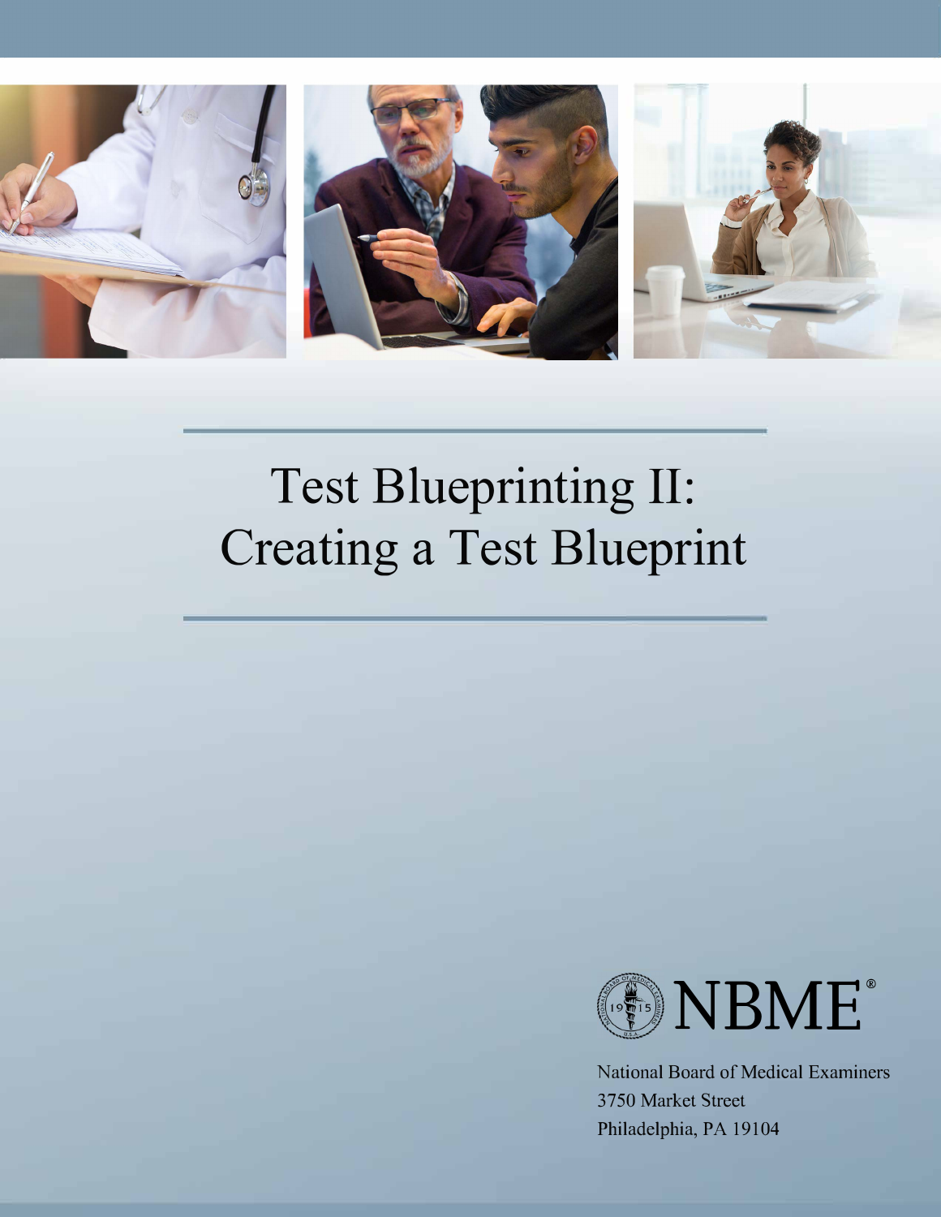# Test Blueprinting II: Creating a Test Blueprint

NBME®

National Board of Medical Examiners
3750 Market Street
Philadelphia, PA 19104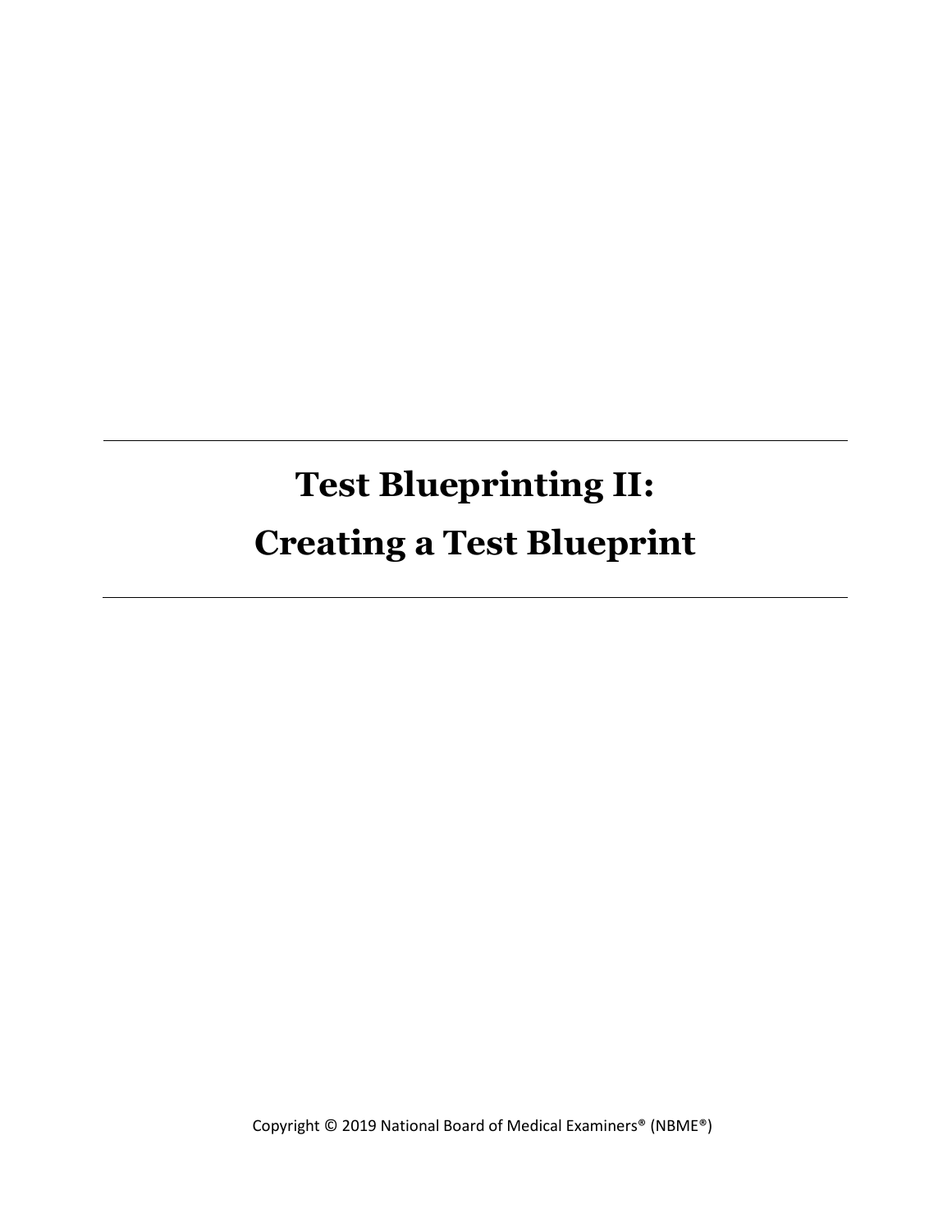# Test Blueprinting II: Creating a Test Blueprint

Copyright © 2019 National Board of Medical Examiners® (NBME®)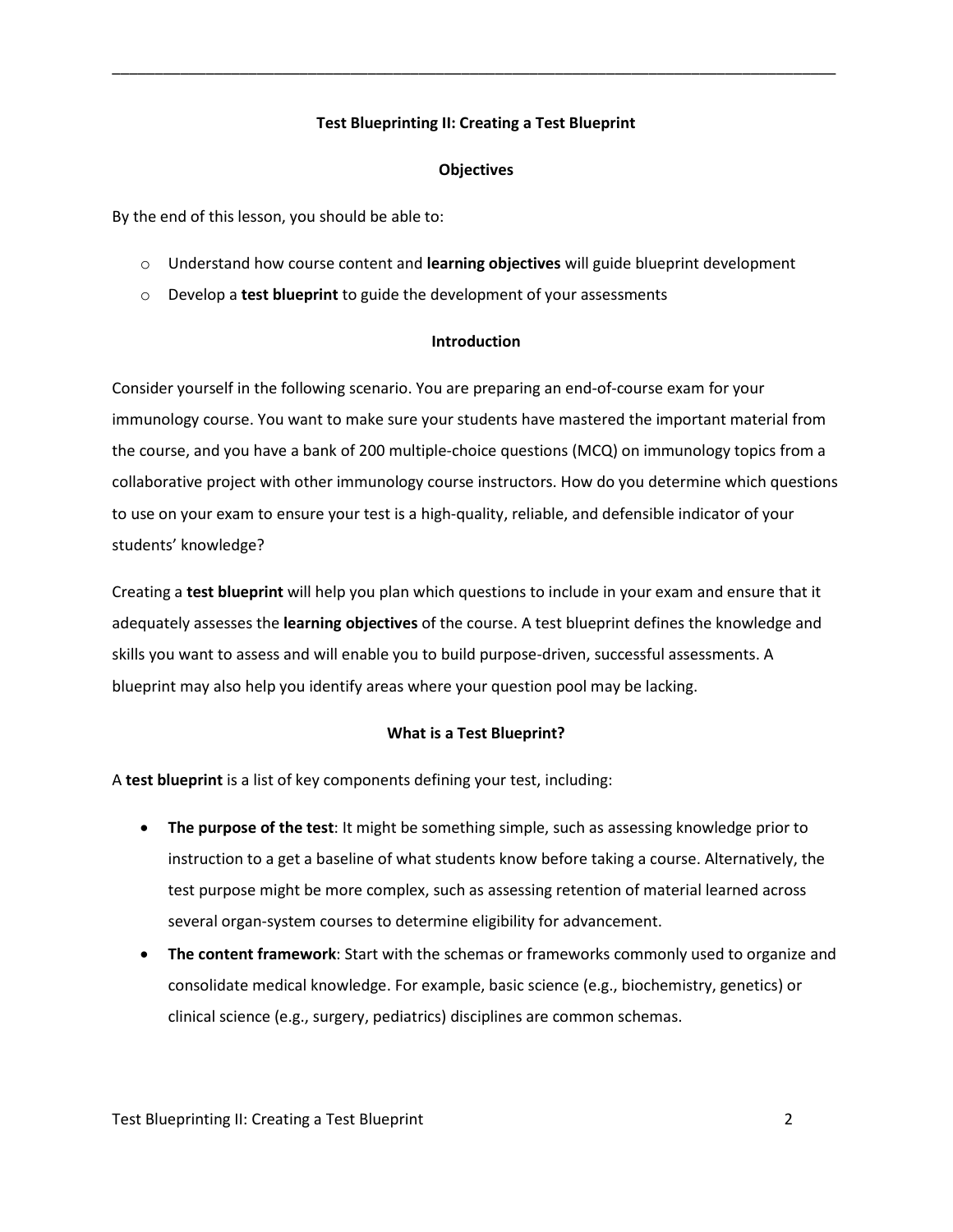## Test Blueprinting II: Creating a Test Blueprint

### Objectives

By the end of this lesson, you should be able to:

- Understand how course content and **learning objectives** will guide blueprint development
- Develop a **test blueprint** to guide the development of your assessments

### Introduction

Consider yourself in the following scenario. You are preparing an end-of-course exam for your immunology course. You want to make sure your students have mastered the important material from the course, and you have a bank of 200 multiple-choice questions (MCQ) on immunology topics from a collaborative project with other immunology course instructors. How do you determine which questions to use on your exam to ensure your test is a high-quality, reliable, and defensible indicator of your students' knowledge?

Creating a **test blueprint** will help you plan which questions to include in your exam and ensure that it adequately assesses the **learning objectives** of the course. A test blueprint defines the knowledge and skills you want to assess and will enable you to build purpose-driven, successful assessments. A blueprint may also help you identify areas where your question pool may be lacking.

### What is a Test Blueprint?

A **test blueprint** is a list of key components defining your test, including:

- **The purpose of the test**: It might be something simple, such as assessing knowledge prior to instruction to a get a baseline of what students know before taking a course. Alternatively, the test purpose might be more complex, such as assessing retention of material learned across several organ-system courses to determine eligibility for advancement.
- **The content framework**: Start with the schemas or frameworks commonly used to organize and consolidate medical knowledge. For example, basic science (e.g., biochemistry, genetics) or clinical science (e.g., surgery, pediatrics) disciplines are common schemas.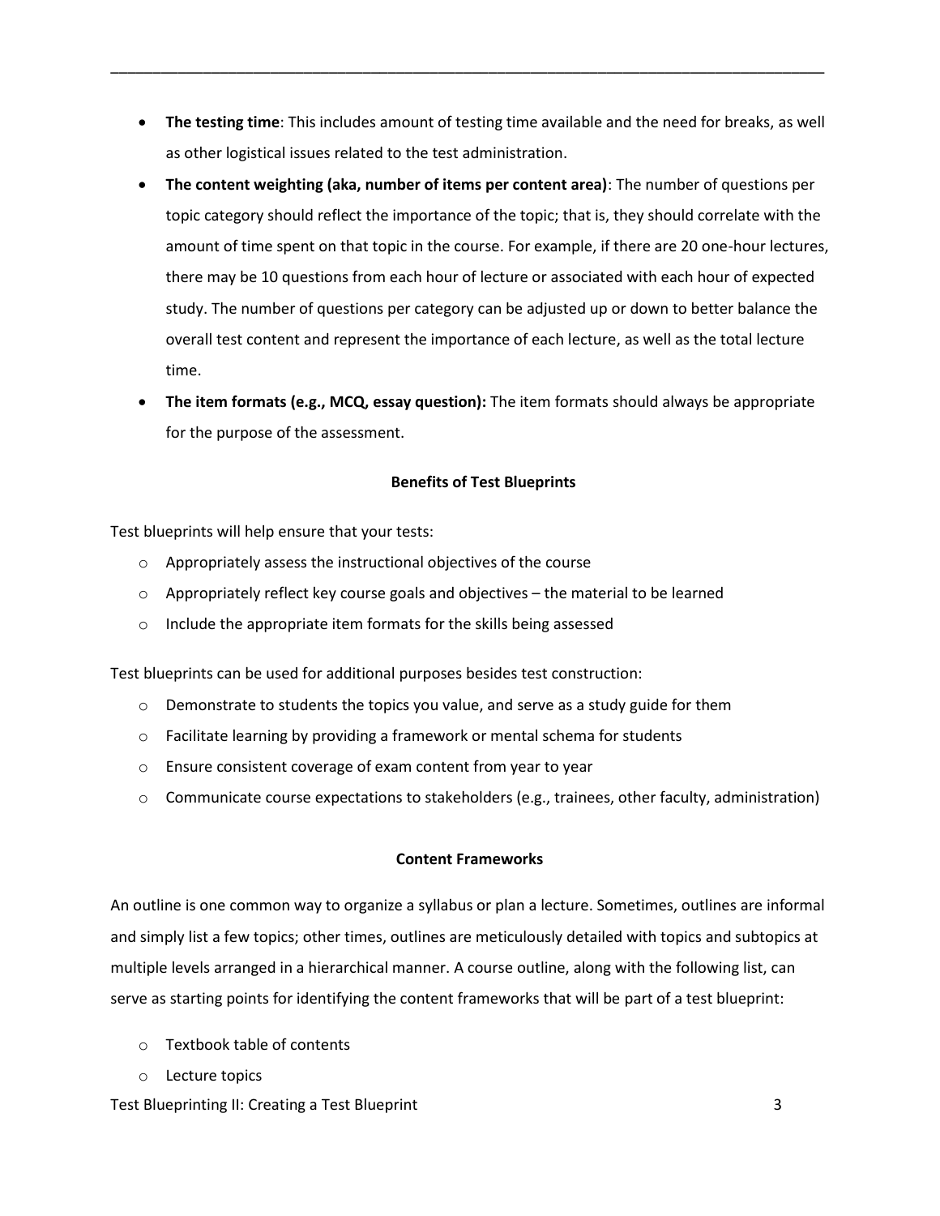- **The testing time**: This includes amount of testing time available and the need for breaks, as well as other logistical issues related to the test administration.
- **The content weighting (aka, number of items per content area)**: The number of questions per topic category should reflect the importance of the topic; that is, they should correlate with the amount of time spent on that topic in the course. For example, if there are 20 one-hour lectures, there may be 10 questions from each hour of lecture or associated with each hour of expected study. The number of questions per category can be adjusted up or down to better balance the overall test content and represent the importance of each lecture, as well as the total lecture time.
- **The item formats (e.g., MCQ, essay question):** The item formats should always be appropriate for the purpose of the assessment.

### Benefits of Test Blueprints

Test blueprints will help ensure that your tests:

- Appropriately assess the instructional objectives of the course
- Appropriately reflect key course goals and objectives – the material to be learned
- Include the appropriate item formats for the skills being assessed

Test blueprints can be used for additional purposes besides test construction:

- Demonstrate to students the topics you value, and serve as a study guide for them
- Facilitate learning by providing a framework or mental schema for students
- Ensure consistent coverage of exam content from year to year
- Communicate course expectations to stakeholders (e.g., trainees, other faculty, administration)

### Content Frameworks

An outline is one common way to organize a syllabus or plan a lecture. Sometimes, outlines are informal and simply list a few topics; other times, outlines are meticulously detailed with topics and subtopics at multiple levels arranged in a hierarchical manner. A course outline, along with the following list, can serve as starting points for identifying the content frameworks that will be part of a test blueprint:

- Textbook table of contents
- Lecture topics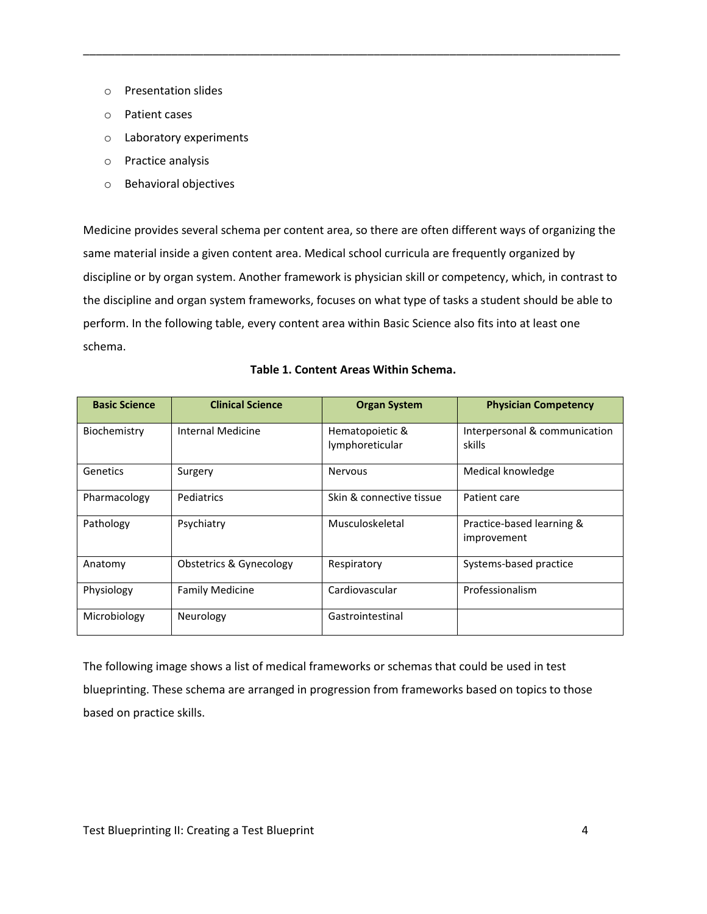- Presentation slides
- Patient cases
- Laboratory experiments
- Practice analysis
- Behavioral objectives

Medicine provides several schema per content area, so there are often different ways of organizing the same material inside a given content area. Medical school curricula are frequently organized by discipline or by organ system. Another framework is physician skill or competency, which, in contrast to the discipline and organ system frameworks, focuses on what type of tasks a student should be able to perform. In the following table, every content area within Basic Science also fits into at least one schema.

**Table 1. Content Areas Within Schema.**

| Basic Science | Clinical Science | Organ System | Physician Competency |
|---|---|---|---|
| Biochemistry | Internal Medicine | Hematopoietic & lymphoreticular | Interpersonal & communication skills |
| Genetics | Surgery | Nervous | Medical knowledge |
| Pharmacology | Pediatrics | Skin & connective tissue | Patient care |
| Pathology | Psychiatry | Musculoskeletal | Practice-based learning & improvement |
| Anatomy | Obstetrics & Gynecology | Respiratory | Systems-based practice |
| Physiology | Family Medicine | Cardiovascular | Professionalism |
| Microbiology | Neurology | Gastrointestinal | |

The following image shows a list of medical frameworks or schemas that could be used in test blueprinting. These schema are arranged in progression from frameworks based on topics to those based on practice skills.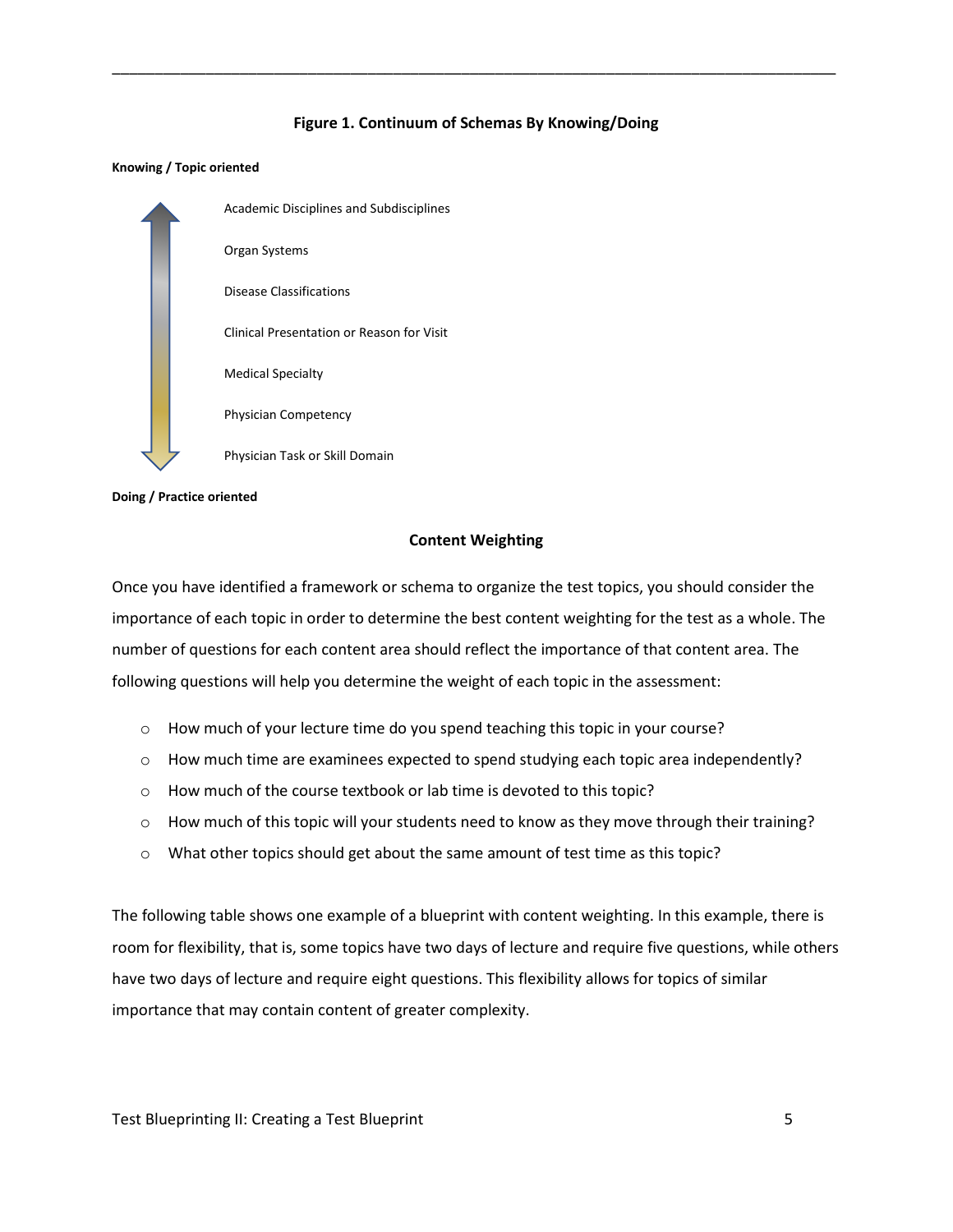**Figure 1. Continuum of Schemas By Knowing/Doing**

**Knowing / Topic oriented**

- Academic Disciplines and Subdisciplines
- Organ Systems
- Disease Classifications
- Clinical Presentation or Reason for Visit
- Medical Specialty
- Physician Competency
- Physician Task or Skill Domain

**Doing / Practice oriented**

## Content Weighting

Once you have identified a framework or schema to organize the test topics, you should consider the importance of each topic in order to determine the best content weighting for the test as a whole. The number of questions for each content area should reflect the importance of that content area. The following questions will help you determine the weight of each topic in the assessment:

- How much of your lecture time do you spend teaching this topic in your course?
- How much time are examinees expected to spend studying each topic area independently?
- How much of the course textbook or lab time is devoted to this topic?
- How much of this topic will your students need to know as they move through their training?
- What other topics should get about the same amount of test time as this topic?

The following table shows one example of a blueprint with content weighting. In this example, there is room for flexibility, that is, some topics have two days of lecture and require five questions, while others have two days of lecture and require eight questions. This flexibility allows for topics of similar importance that may contain content of greater complexity.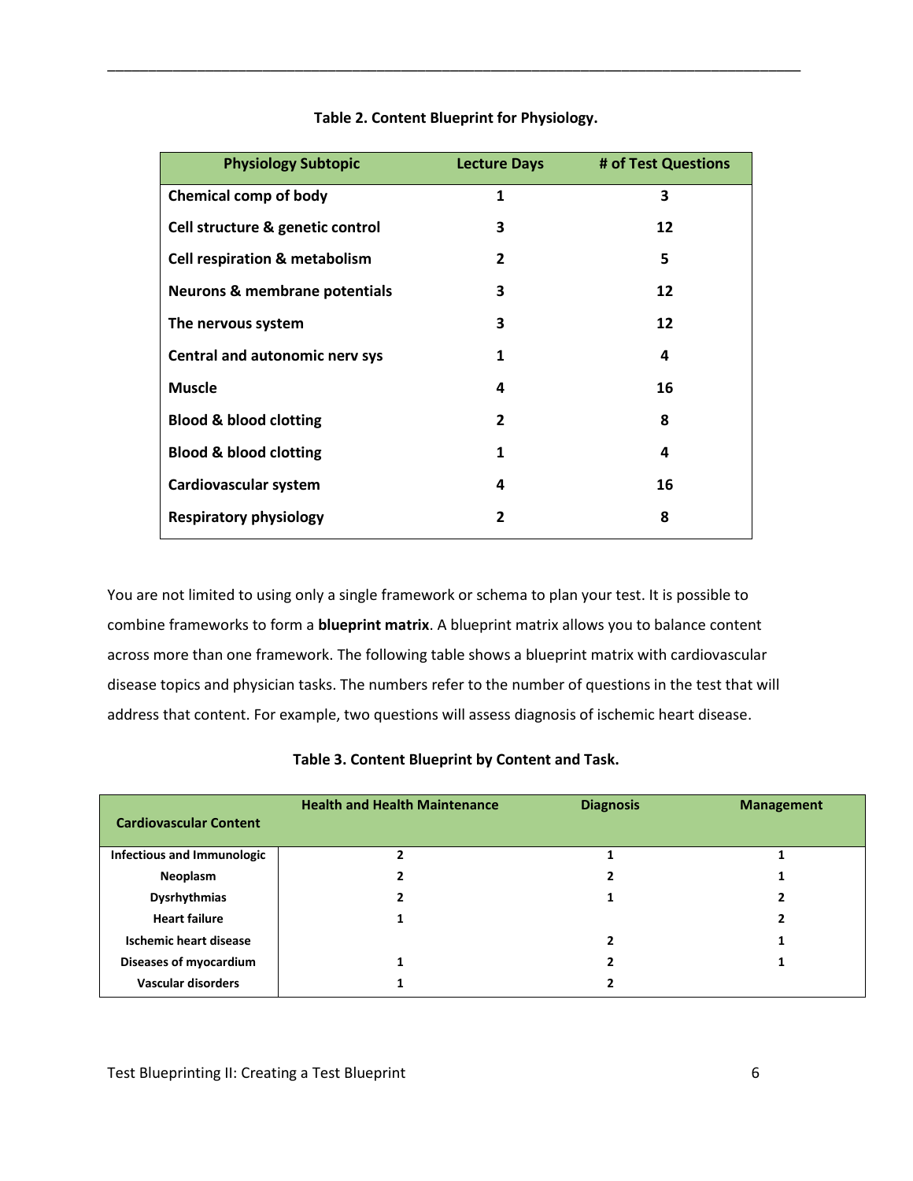**Table 2. Content Blueprint for Physiology.**

| Physiology Subtopic | Lecture Days | # of Test Questions |
|---|---|---|
| Chemical comp of body | 1 | 3 |
| Cell structure & genetic control | 3 | 12 |
| Cell respiration & metabolism | 2 | 5 |
| Neurons & membrane potentials | 3 | 12 |
| The nervous system | 3 | 12 |
| Central and autonomic nerv sys | 1 | 4 |
| Muscle | 4 | 16 |
| Blood & blood clotting | 2 | 8 |
| Blood & blood clotting | 1 | 4 |
| Cardiovascular system | 4 | 16 |
| Respiratory physiology | 2 | 8 |

You are not limited to using only a single framework or schema to plan your test. It is possible to combine frameworks to form a **blueprint matrix**. A blueprint matrix allows you to balance content across more than one framework. The following table shows a blueprint matrix with cardiovascular disease topics and physician tasks. The numbers refer to the number of questions in the test that will address that content. For example, two questions will assess diagnosis of ischemic heart disease.

**Table 3. Content Blueprint by Content and Task.**

| Cardiovascular Content | Health and Health Maintenance | Diagnosis | Management |
|---|---|---|---|
| Infectious and Immunologic | 2 | 1 | 1 |
| Neoplasm | 2 | 2 | 1 |
| Dysrhythmias | 2 | 1 | 2 |
| Heart failure | 1 | | 2 |
| Ischemic heart disease | | 2 | 1 |
| Diseases of myocardium | 1 | 2 | 1 |
| Vascular disorders | 1 | 2 | |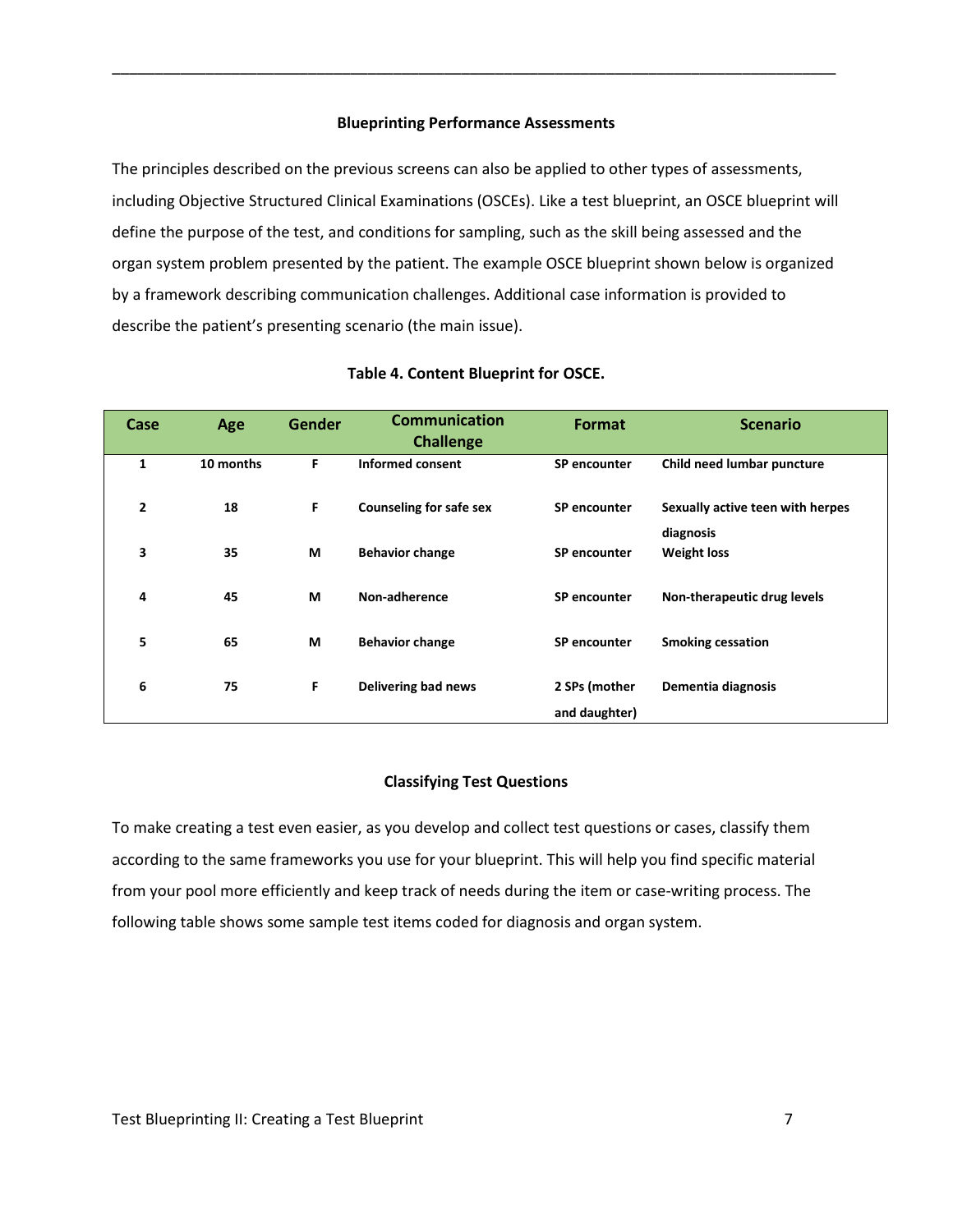### Blueprinting Performance Assessments

The principles described on the previous screens can also be applied to other types of assessments, including Objective Structured Clinical Examinations (OSCEs). Like a test blueprint, an OSCE blueprint will define the purpose of the test, and conditions for sampling, such as the skill being assessed and the organ system problem presented by the patient. The example OSCE blueprint shown below is organized by a framework describing communication challenges. Additional case information is provided to describe the patient's presenting scenario (the main issue).

**Table 4. Content Blueprint for OSCE.**

| Case | Age | Gender | Communication Challenge | Format | Scenario |
|---|---|---|---|---|---|
| 1 | 10 months | F | Informed consent | SP encounter | Child need lumbar puncture |
| 2 | 18 | F | Counseling for safe sex | SP encounter | Sexually active teen with herpes diagnosis |
| 3 | 35 | M | Behavior change | SP encounter | Weight loss |
| 4 | 45 | M | Non-adherence | SP encounter | Non-therapeutic drug levels |
| 5 | 65 | M | Behavior change | SP encounter | Smoking cessation |
| 6 | 75 | F | Delivering bad news | 2 SPs (mother and daughter) | Dementia diagnosis |

### Classifying Test Questions

To make creating a test even easier, as you develop and collect test questions or cases, classify them according to the same frameworks you use for your blueprint. This will help you find specific material from your pool more efficiently and keep track of needs during the item or case-writing process. The following table shows some sample test items coded for diagnosis and organ system.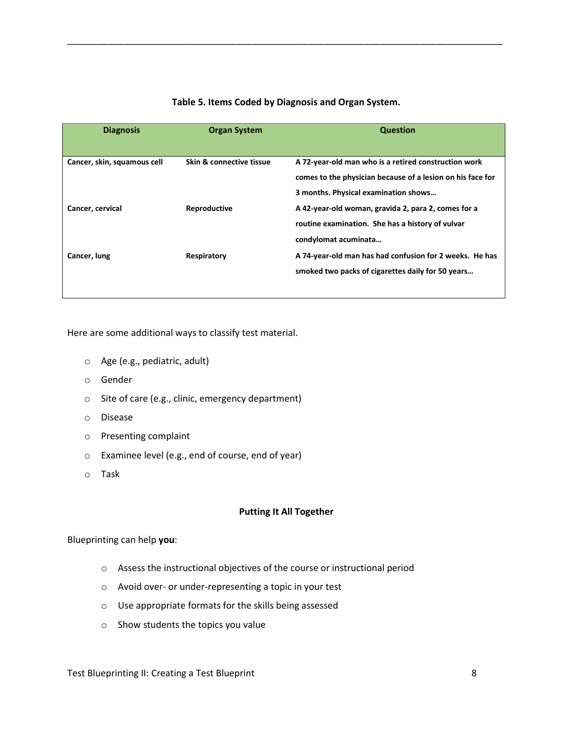**Table 5. Items Coded by Diagnosis and Organ System.**

| Diagnosis | Organ System | Question |
|---|---|---|
| **Cancer, skin, squamous cell** | **Skin & connective tissue** | **A 72-year-old man who is a retired construction work comes to the physician because of a lesion on his face for 3 months. Physical examination shows…** |
| **Cancer, cervical** | **Reproductive** | **A 42-year-old woman, gravida 2, para 2, comes for a routine examination. She has a history of vulvar condylomat acuminata…** |
| **Cancer, lung** | **Respiratory** | **A 74-year-old man has had confusion for 2 weeks. He has smoked two packs of cigarettes daily for 50 years…** |

Here are some additional ways to classify test material.

- Age (e.g., pediatric, adult)
- Gender
- Site of care (e.g., clinic, emergency department)
- Disease
- Presenting complaint
- Examinee level (e.g., end of course, end of year)
- Task

## Putting It All Together

Blueprinting can help **you**:

- Assess the instructional objectives of the course or instructional period
- Avoid over- or under-representing a topic in your test
- Use appropriate formats for the skills being assessed
- Show students the topics you value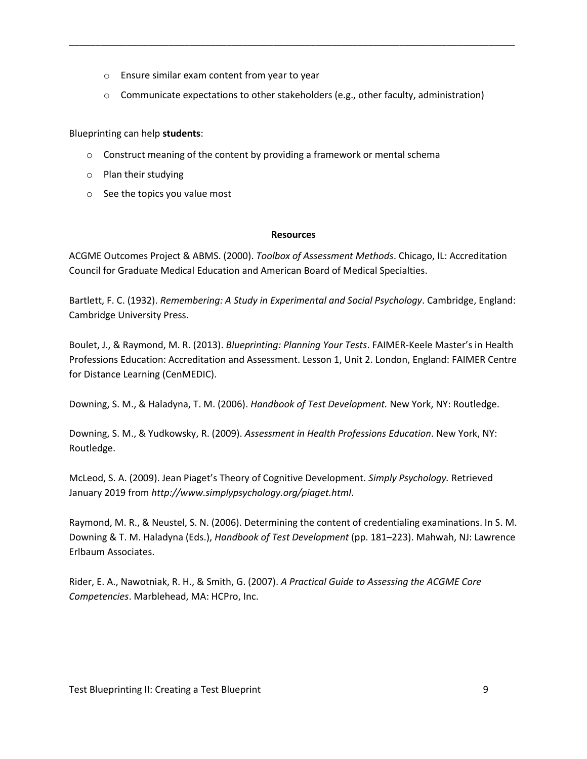- Ensure similar exam content from year to year
- Communicate expectations to other stakeholders (e.g., other faculty, administration)

Blueprinting can help **students**:

- Construct meaning of the content by providing a framework or mental schema
- Plan their studying
- See the topics you value most

**Resources**

ACGME Outcomes Project & ABMS. (2000). *Toolbox of Assessment Methods*. Chicago, IL: Accreditation Council for Graduate Medical Education and American Board of Medical Specialties.

Bartlett, F. C. (1932). *Remembering: A Study in Experimental and Social Psychology*. Cambridge, England: Cambridge University Press.

Boulet, J., & Raymond, M. R. (2013). *Blueprinting: Planning Your Tests*. FAIMER-Keele Master's in Health Professions Education: Accreditation and Assessment. Lesson 1, Unit 2. London, England: FAIMER Centre for Distance Learning (CenMEDIC).

Downing, S. M., & Haladyna, T. M. (2006). *Handbook of Test Development.* New York, NY: Routledge.

Downing, S. M., & Yudkowsky, R. (2009). *Assessment in Health Professions Education*. New York, NY: Routledge.

McLeod, S. A. (2009). Jean Piaget's Theory of Cognitive Development. *Simply Psychology.* Retrieved January 2019 from *http://www.simplypsychology.org/piaget.html*.

Raymond, M. R., & Neustel, S. N. (2006). Determining the content of credentialing examinations. In S. M. Downing & T. M. Haladyna (Eds.), *Handbook of Test Development* (pp. 181–223). Mahwah, NJ: Lawrence Erlbaum Associates.

Rider, E. A., Nawotniak, R. H., & Smith, G. (2007). *A Practical Guide to Assessing the ACGME Core Competencies*. Marblehead, MA: HCPro, Inc.